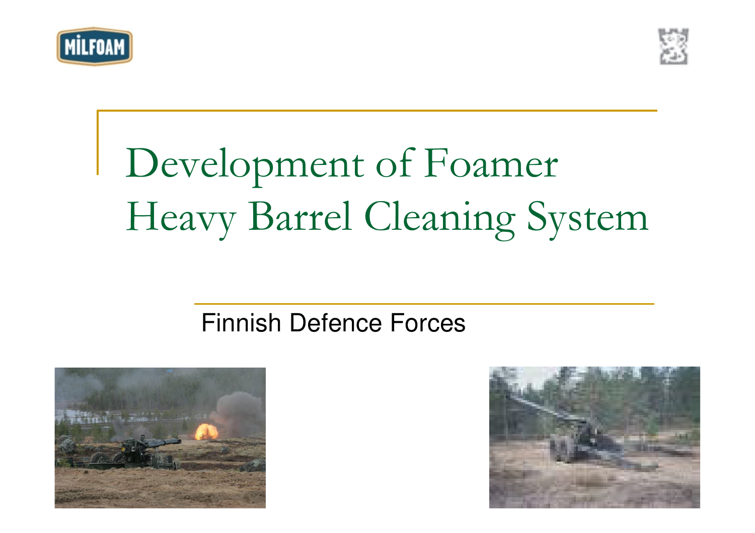# Development of Foamer Heavy Barrel Cleaning System

Finnish Defence Forces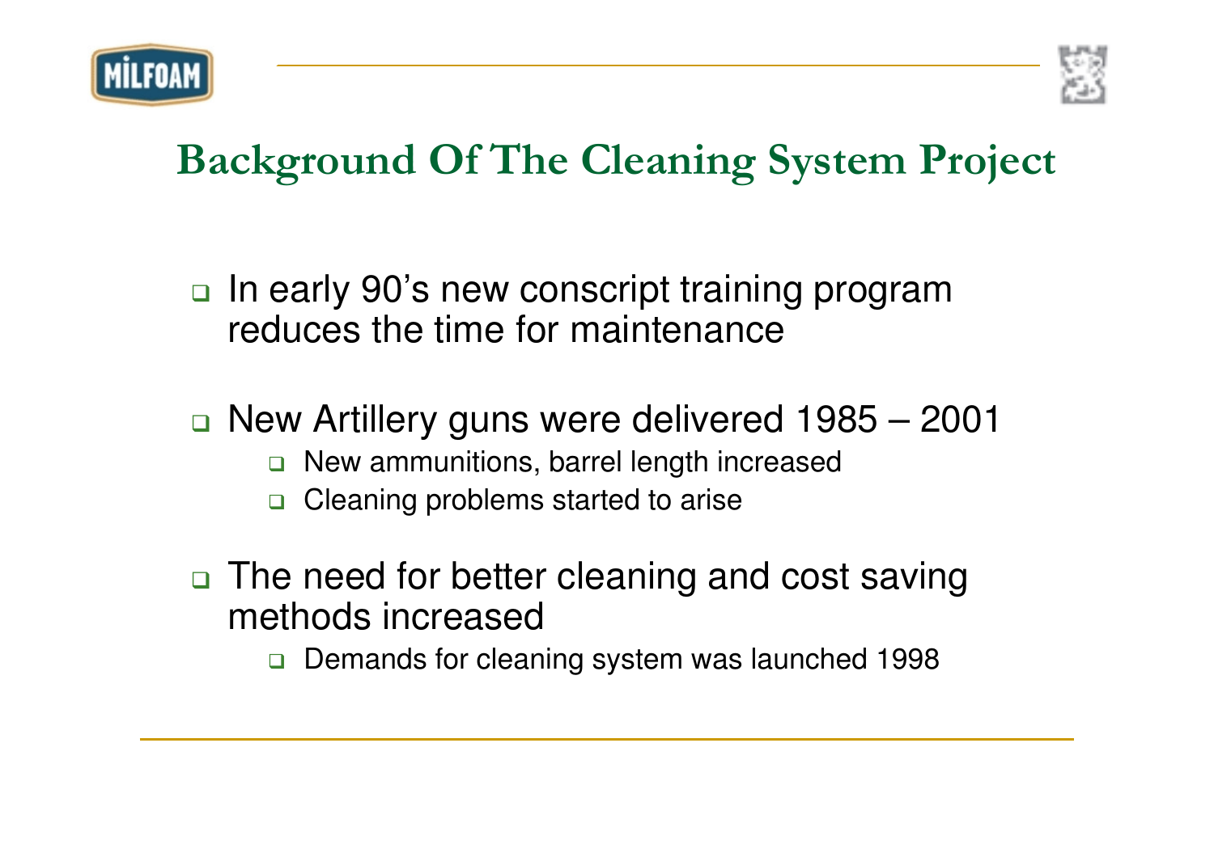# Background Of The Cleaning System Project

- In early 90's new conscript training program reduces the time for maintenance
- New Artillery guns were delivered 1985 – 2001
  - New ammunitions, barrel length increased
  - Cleaning problems started to arise
- The need for better cleaning and cost saving methods increased
  - Demands for cleaning system was launched 1998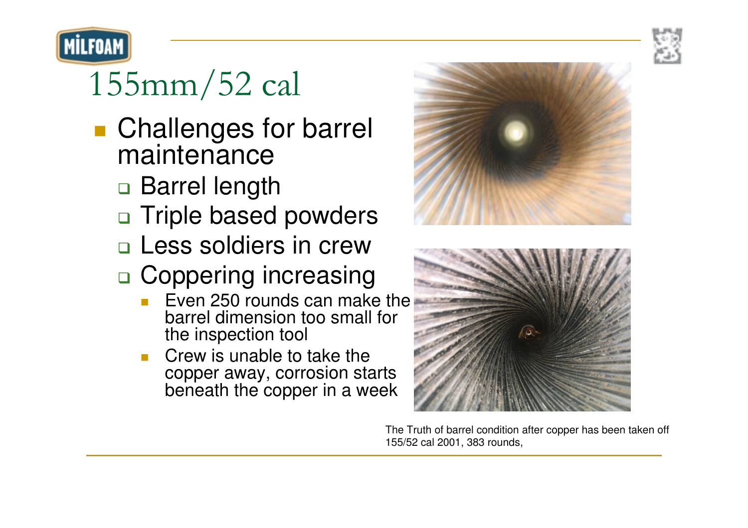# 155mm/52 cal

- Challenges for barrel maintenance
  - Barrel length
  - Triple based powders
  - Less soldiers in crew
  - Coppering increasing
    - Even 250 rounds can make the barrel dimension too small for the inspection tool
    - Crew is unable to take the copper away, corrosion starts beneath the copper in a week

The Truth of barrel condition after copper has been taken off 155/52 cal 2001, 383 rounds,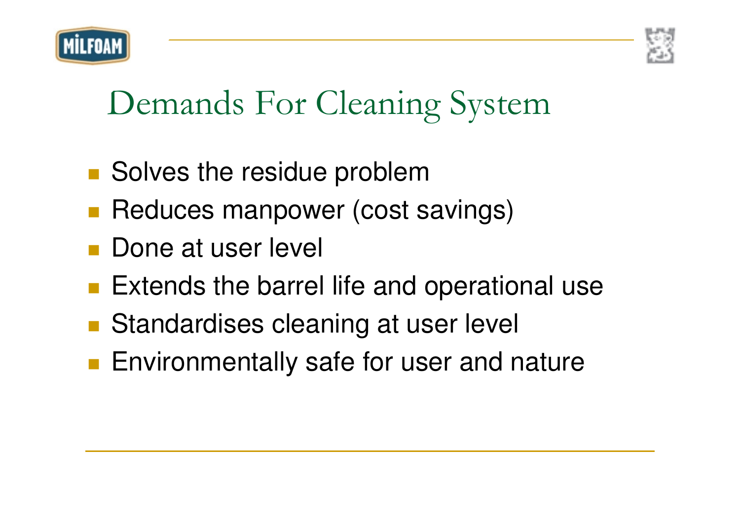# Demands For Cleaning System

- Solves the residue problem
- Reduces manpower (cost savings)
- Done at user level
- Extends the barrel life and operational use
- Standardises cleaning at user level
- Environmentally safe for user and nature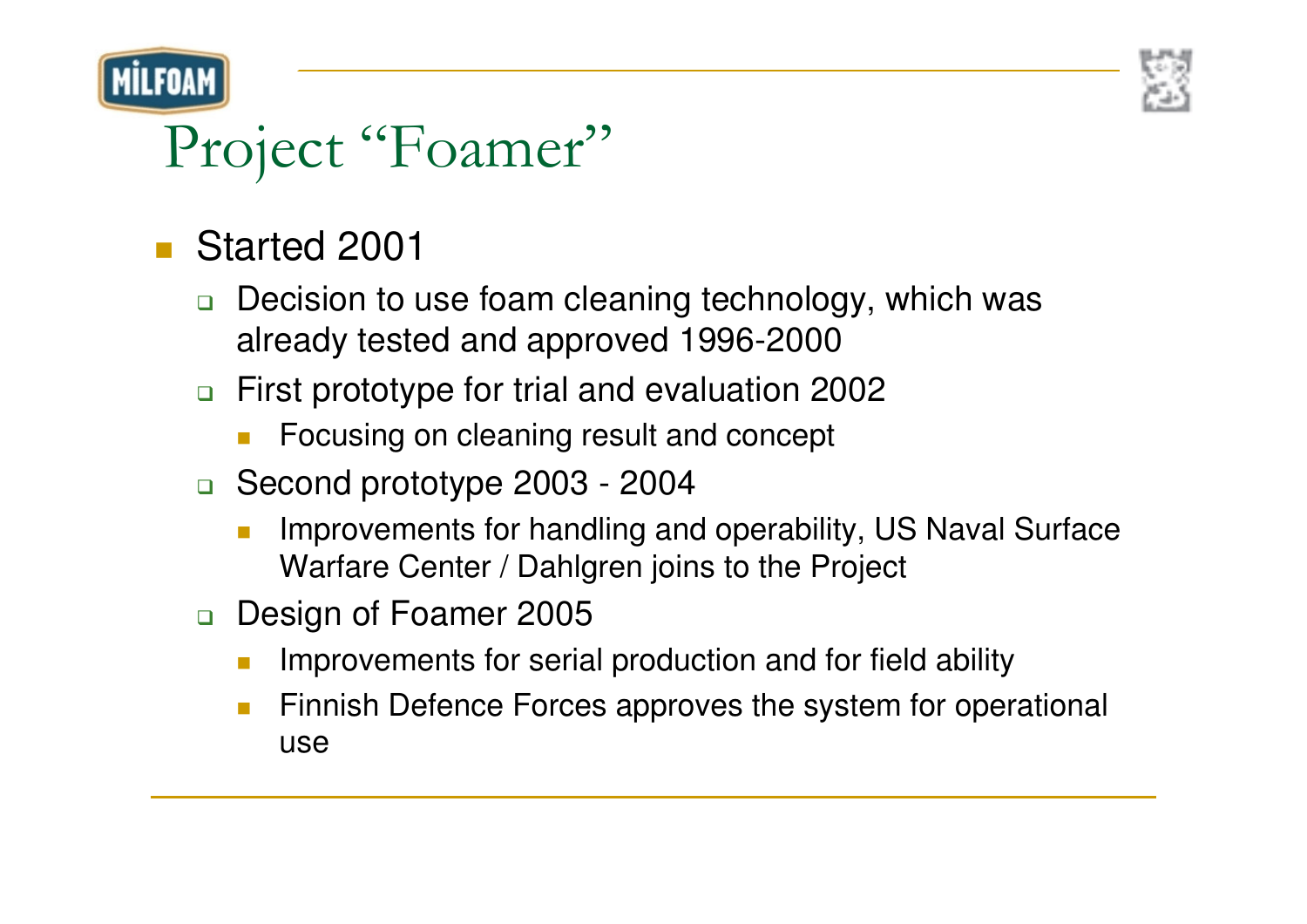# Project "Foamer"

- Started 2001
  - Decision to use foam cleaning technology, which was already tested and approved 1996-2000
  - First prototype for trial and evaluation 2002
    - Focusing on cleaning result and concept
  - Second prototype 2003 - 2004
    - Improvements for handling and operability, US Naval Surface Warfare Center / Dahlgren joins to the Project
  - Design of Foamer 2005
    - Improvements for serial production and for field ability
    - Finnish Defence Forces approves the system for operational use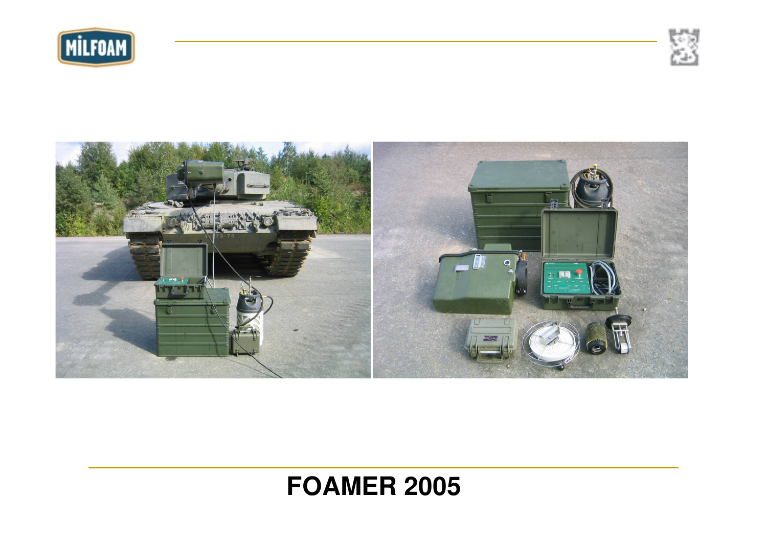FOAMER 2005